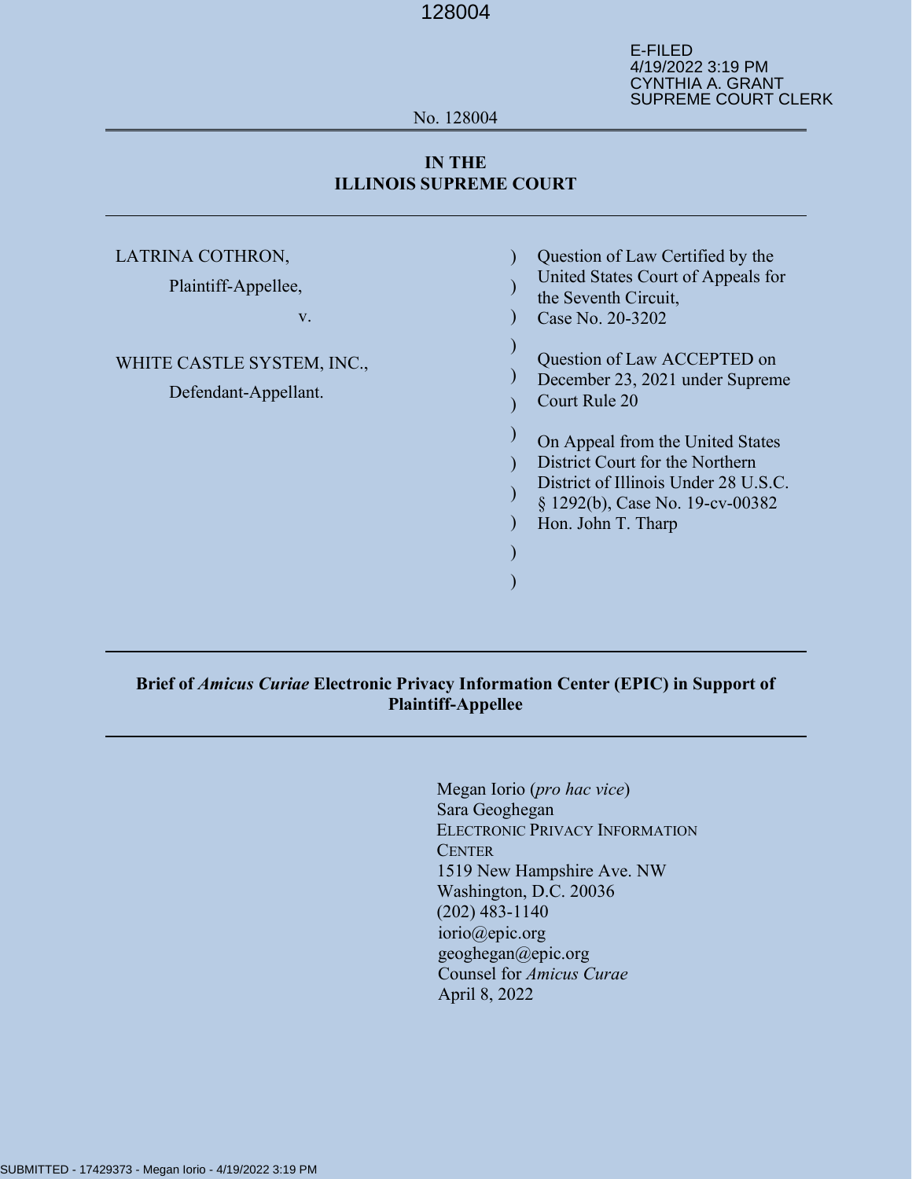128004

E-FILED
4/19/2022 3:19 PM
CYNTHIA A. GRANT
SUPREME COURT CLERK

No. 128004

**IN THE**
**ILLINOIS SUPREME COURT**

| | | |
|---|---|---|
| LATRINA COTHRON, | ) | Question of Law Certified by the United States Court of Appeals for the Seventh Circuit, |
| Plaintiff-Appellee, | ) | Case No. 20-3202 |
| v. | ) | |
| | ) | Question of Law ACCEPTED on December 23, 2021 under Supreme Court Rule 20 |
| WHITE CASTLE SYSTEM, INC., | ) | |
| Defendant-Appellant. | ) | On Appeal from the United States District Court for the Northern District of Illinois Under 28 U.S.C. § 1292(b), Case No. 19-cv-00382 |
| | ) | Hon. John T. Tharp |

**Brief of *Amicus Curiae* Electronic Privacy Information Center (EPIC) in Support of Plaintiff-Appellee**

Megan Iorio (*pro hac vice*)
Sara Geoghegan
ELECTRONIC PRIVACY INFORMATION CENTER
1519 New Hampshire Ave. NW
Washington, D.C. 20036
(202) 483-1140
iorio@epic.org
geoghegan@epic.org
Counsel for *Amicus Curae*
April 8, 2022

SUBMITTED - 17429373 - Megan Iorio - 4/19/2022 3:19 PM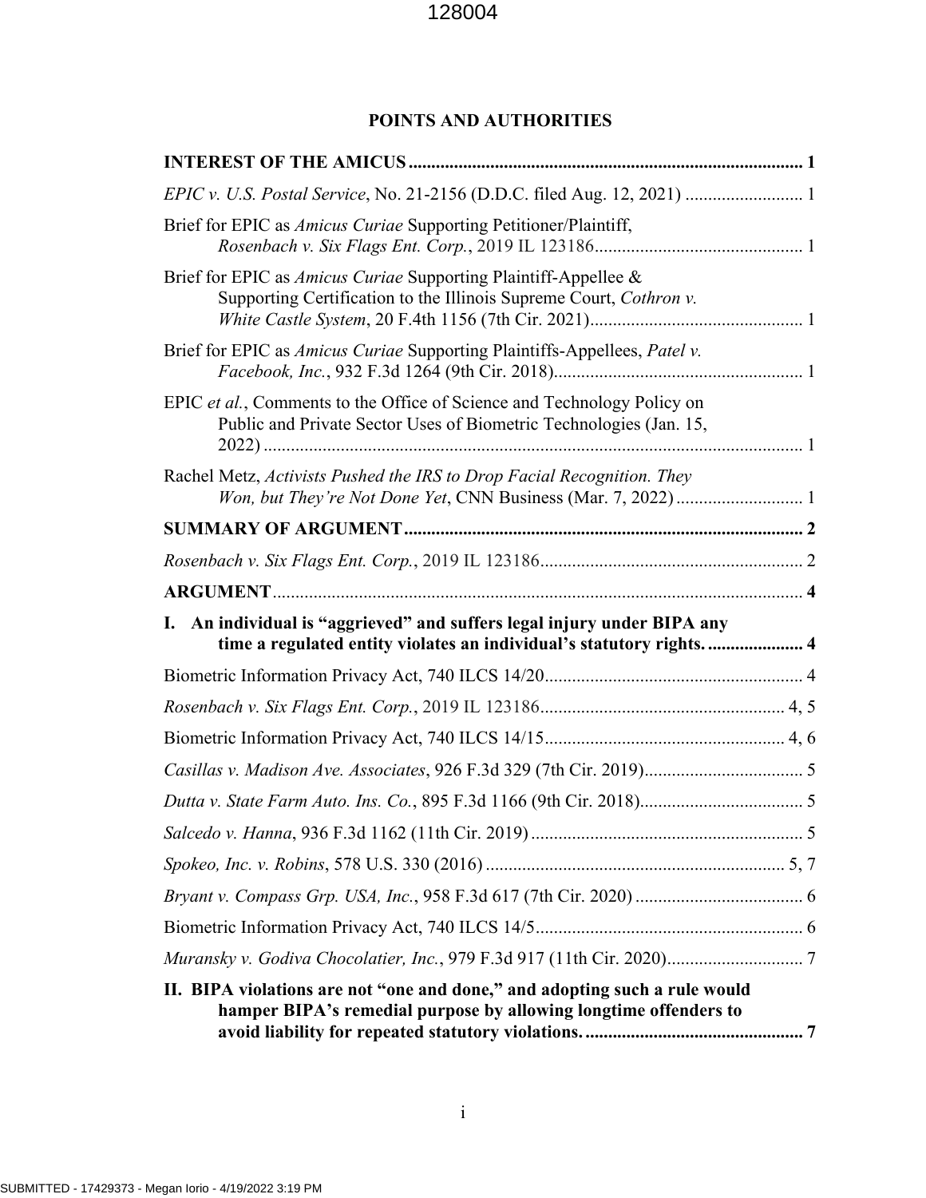# POINTS AND AUTHORITIES

**INTEREST OF THE AMICUS** ........................................................................................ 1

*EPIC v. U.S. Postal Service*, No. 21-2156 (D.D.C. filed Aug. 12, 2021) .......................... 1

Brief for EPIC as *Amicus Curiae* Supporting Petitioner/Plaintiff, *Rosenbach v. Six Flags Ent. Corp.*, 2019 IL 123186.............................................. 1

Brief for EPIC as *Amicus Curiae* Supporting Plaintiff-Appellee & Supporting Certification to the Illinois Supreme Court, *Cothron v. White Castle System*, 20 F.4th 1156 (7th Cir. 2021)............................................... 1

Brief for EPIC as *Amicus Curiae* Supporting Plaintiffs-Appellees, *Patel v. Facebook, Inc.*, 932 F.3d 1264 (9th Cir. 2018)....................................................... 1

EPIC *et al.*, Comments to the Office of Science and Technology Policy on Public and Private Sector Uses of Biometric Technologies (Jan. 15, 2022) ...................................................................................................................... 1

Rachel Metz, *Activists Pushed the IRS to Drop Facial Recognition. They Won, but They're Not Done Yet*, CNN Business (Mar. 7, 2022) ............................ 1

**SUMMARY OF ARGUMENT** ........................................................................................ 2

*Rosenbach v. Six Flags Ent. Corp.*, 2019 IL 123186.......................................................... 2

**ARGUMENT** .................................................................................................................... 4

**I. An individual is "aggrieved" and suffers legal injury under BIPA any time a regulated entity violates an individual's statutory rights.** ..................... 4

Biometric Information Privacy Act, 740 ILCS 14/20......................................................... 4

*Rosenbach v. Six Flags Ent. Corp.*, 2019 IL 123186...................................................... 4, 5

Biometric Information Privacy Act, 740 ILCS 14/15..................................................... 4, 6

*Casillas v. Madison Ave. Associates*, 926 F.3d 329 (7th Cir. 2019)................................... 5

*Dutta v. State Farm Auto. Ins. Co.*, 895 F.3d 1166 (9th Cir. 2018).................................... 5

*Salcedo v. Hanna*, 936 F.3d 1162 (11th Cir. 2019) ............................................................ 5

*Spokeo, Inc. v. Robins*, 578 U.S. 330 (2016) .................................................................. 5, 7

*Bryant v. Compass Grp. USA, Inc.*, 958 F.3d 617 (7th Cir. 2020) ..................................... 6

Biometric Information Privacy Act, 740 ILCS 14/5........................................................... 6

*Muransky v. Godiva Chocolatier, Inc.*, 979 F.3d 917 (11th Cir. 2020).............................. 7

**II. BIPA violations are not "one and done," and adopting such a rule would hamper BIPA's remedial purpose by allowing longtime offenders to avoid liability for repeated statutory violations.** ................................................ 7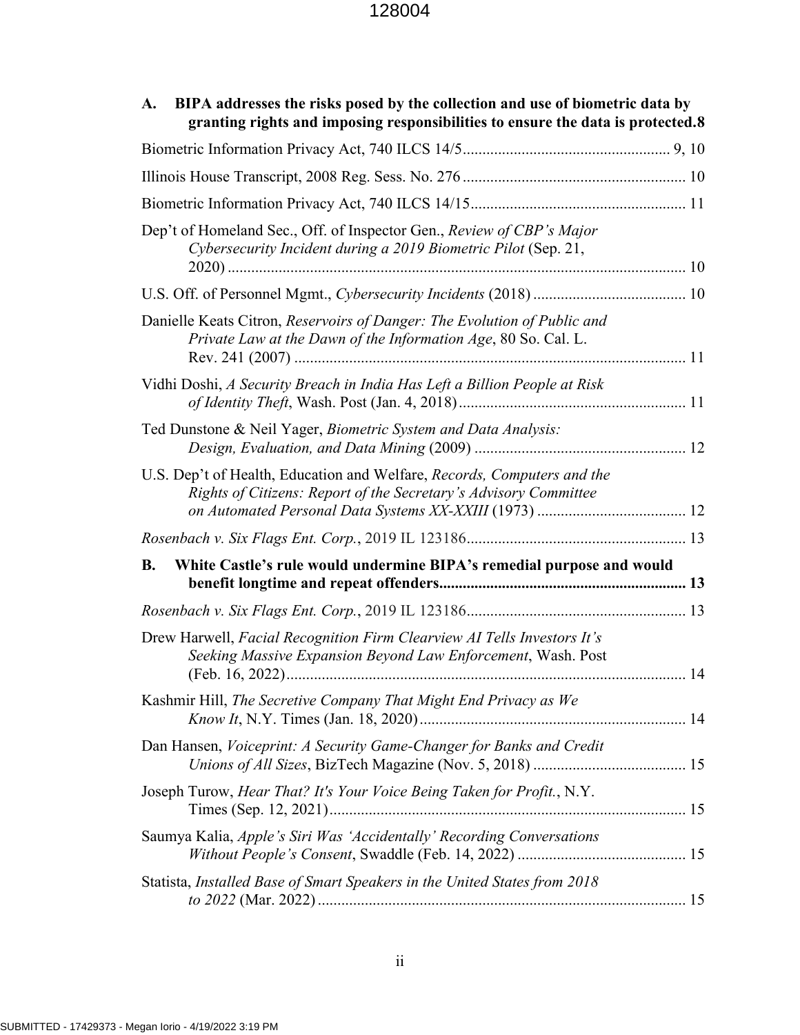**A. BIPA addresses the risks posed by the collection and use of biometric data by granting rights and imposing responsibilities to ensure the data is protected. 8**

Biometric Information Privacy Act, 740 ILCS 14/5 .................... 9, 10

Illinois House Transcript, 2008 Reg. Sess. No. 276 .................... 10

Biometric Information Privacy Act, 740 ILCS 14/15 .................... 11

Dep't of Homeland Sec., Off. of Inspector Gen., *Review of CBP's Major Cybersecurity Incident during a 2019 Biometric Pilot* (Sep. 21, 2020) .................... 10

U.S. Off. of Personnel Mgmt., *Cybersecurity Incidents* (2018) .................... 10

Danielle Keats Citron, *Reservoirs of Danger: The Evolution of Public and Private Law at the Dawn of the Information Age*, 80 So. Cal. L. Rev. 241 (2007) .................... 11

Vidhi Doshi, *A Security Breach in India Has Left a Billion People at Risk of Identity Theft*, Wash. Post (Jan. 4, 2018) .................... 11

Ted Dunstone & Neil Yager, *Biometric System and Data Analysis: Design, Evaluation, and Data Mining* (2009) .................... 12

U.S. Dep't of Health, Education and Welfare, *Records, Computers and the Rights of Citizens: Report of the Secretary's Advisory Committee on Automated Personal Data Systems XX-XXIII* (1973) .................... 12

*Rosenbach v. Six Flags Ent. Corp.*, 2019 IL 123186 .................... 13

**B. White Castle's rule would undermine BIPA's remedial purpose and would benefit longtime and repeat offenders .................... 13**

*Rosenbach v. Six Flags Ent. Corp.*, 2019 IL 123186 .................... 13

Drew Harwell, *Facial Recognition Firm Clearview AI Tells Investors It's Seeking Massive Expansion Beyond Law Enforcement*, Wash. Post (Feb. 16, 2022) .................... 14

Kashmir Hill, *The Secretive Company That Might End Privacy as We Know It*, N.Y. Times (Jan. 18, 2020) .................... 14

Dan Hansen, *Voiceprint: A Security Game-Changer for Banks and Credit Unions of All Sizes*, BizTech Magazine (Nov. 5, 2018) .................... 15

Joseph Turow, *Hear That? It's Your Voice Being Taken for Profit.*, N.Y. Times (Sep. 12, 2021) .................... 15

Saumya Kalia, *Apple's Siri Was 'Accidentally' Recording Conversations Without People's Consent*, Swaddle (Feb. 14, 2022) .................... 15

Statista, *Installed Base of Smart Speakers in the United States from 2018 to 2022* (Mar. 2022) .................... 15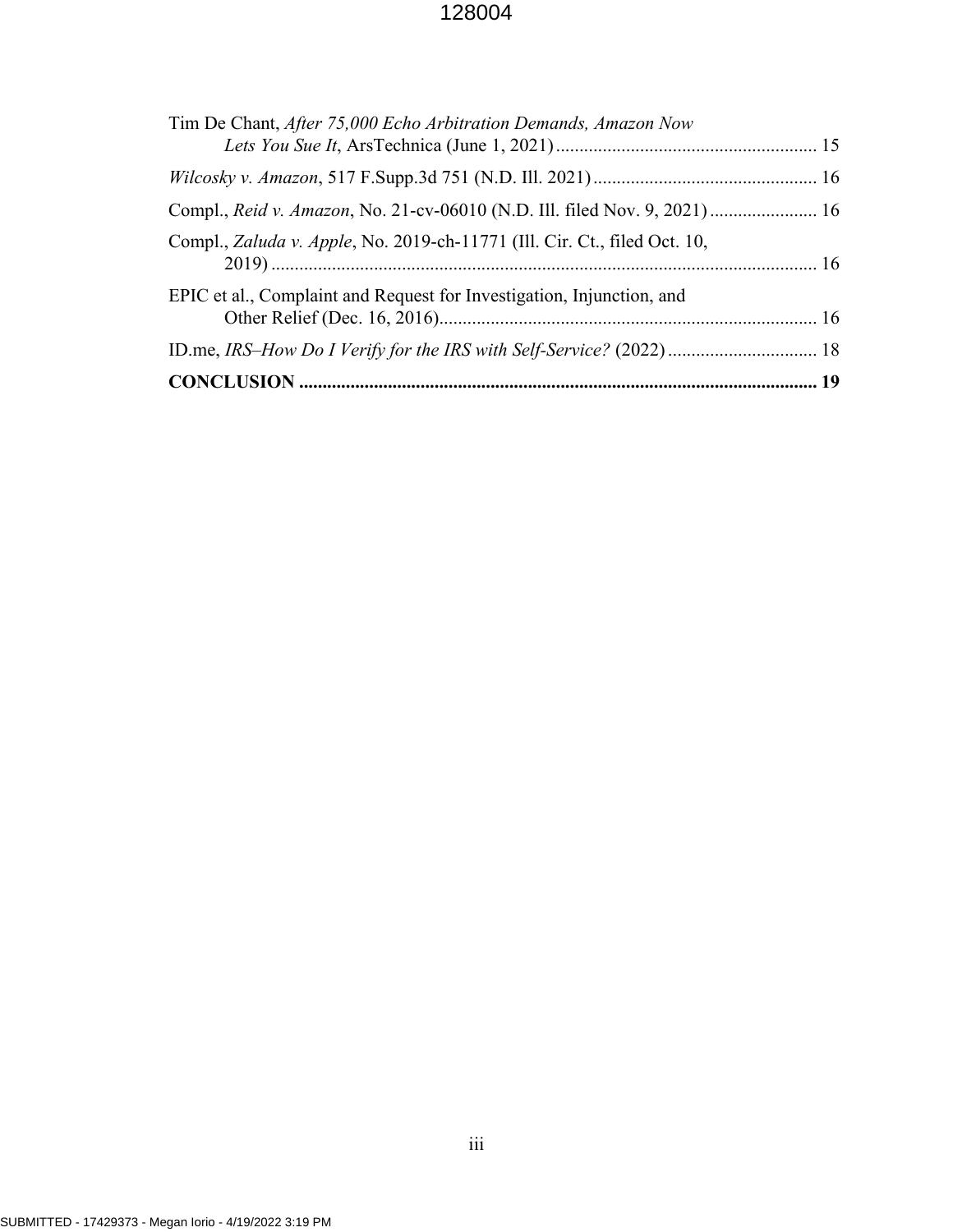Tim De Chant, *After 75,000 Echo Arbitration Demands, Amazon Now Lets You Sue It*, ArsTechnica (June 1, 2021) ........................................................ 15

*Wilcosky v. Amazon*, 517 F.Supp.3d 751 (N.D. Ill. 2021) ................................................ 16

Compl., *Reid v. Amazon*, No. 21-cv-06010 (N.D. Ill. filed Nov. 9, 2021) ....................... 16

Compl., *Zaluda v. Apple*, No. 2019-ch-11771 (Ill. Cir. Ct., filed Oct. 10, 2019) ..................................................................................................................... 16

EPIC et al., Complaint and Request for Investigation, Injunction, and Other Relief (Dec. 16, 2016)................................................................................. 16

ID.me, *IRS–How Do I Verify for the IRS with Self-Service?* (2022) ................................ 18

**CONCLUSION ............................................................................................................ 19**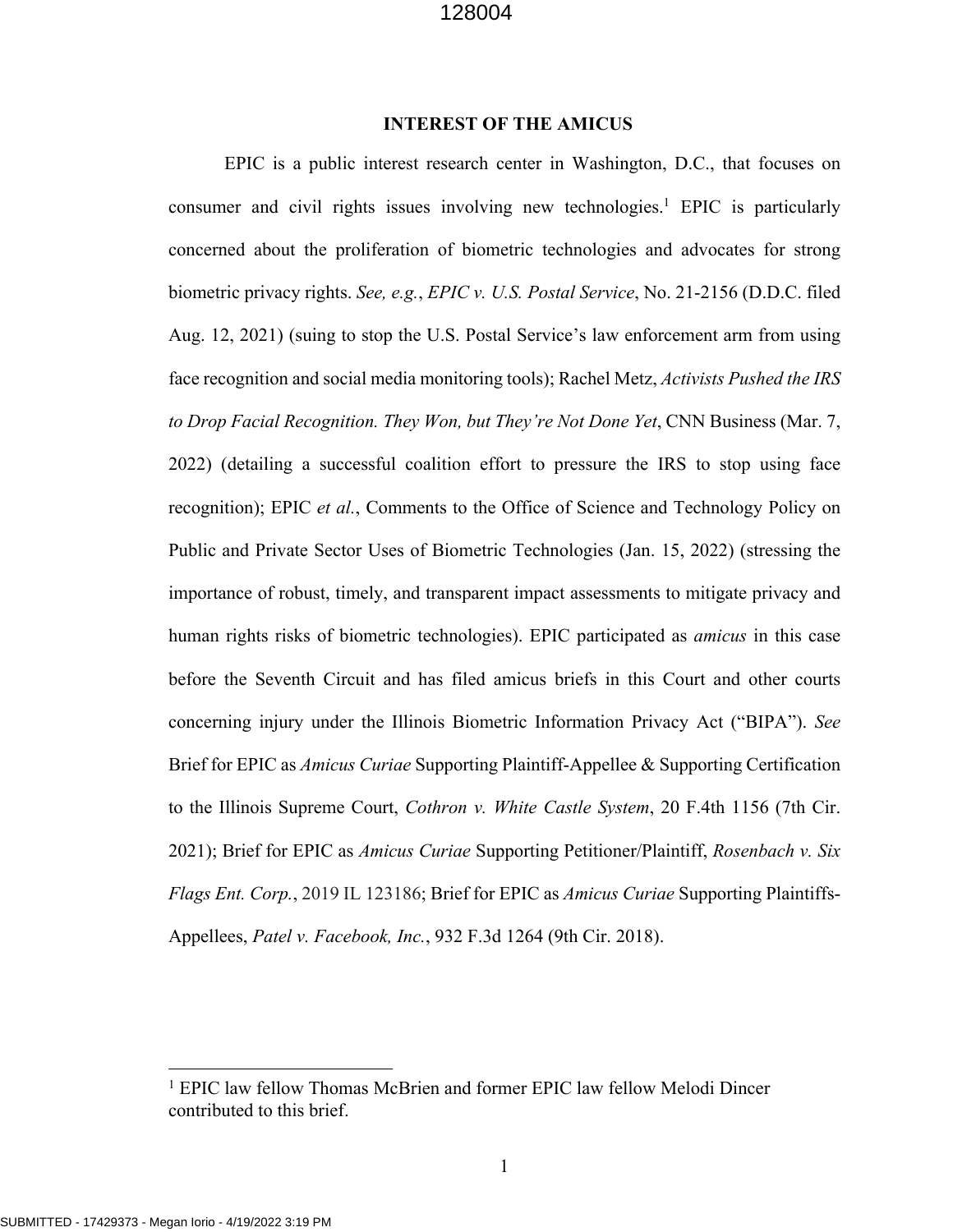## INTEREST OF THE AMICUS

EPIC is a public interest research center in Washington, D.C., that focuses on consumer and civil rights issues involving new technologies.[1] EPIC is particularly concerned about the proliferation of biometric technologies and advocates for strong biometric privacy rights. *See, e.g.*, *EPIC v. U.S. Postal Service*, No. 21-2156 (D.D.C. filed Aug. 12, 2021) (suing to stop the U.S. Postal Service's law enforcement arm from using face recognition and social media monitoring tools); Rachel Metz, *Activists Pushed the IRS to Drop Facial Recognition. They Won, but They're Not Done Yet*, CNN Business (Mar. 7, 2022) (detailing a successful coalition effort to pressure the IRS to stop using face recognition); EPIC *et al.*, Comments to the Office of Science and Technology Policy on Public and Private Sector Uses of Biometric Technologies (Jan. 15, 2022) (stressing the importance of robust, timely, and transparent impact assessments to mitigate privacy and human rights risks of biometric technologies). EPIC participated as *amicus* in this case before the Seventh Circuit and has filed amicus briefs in this Court and other courts concerning injury under the Illinois Biometric Information Privacy Act ("BIPA"). *See* Brief for EPIC as *Amicus Curiae* Supporting Plaintiff-Appellee & Supporting Certification to the Illinois Supreme Court, *Cothron v. White Castle System*, 20 F.4th 1156 (7th Cir. 2021); Brief for EPIC as *Amicus Curiae* Supporting Petitioner/Plaintiff, *Rosenbach v. Six Flags Ent. Corp.*, 2019 IL 123186; Brief for EPIC as *Amicus Curiae* Supporting Plaintiffs-Appellees, *Patel v. Facebook, Inc.*, 932 F.3d 1264 (9th Cir. 2018).

[1] EPIC law fellow Thomas McBrien and former EPIC law fellow Melodi Dincer contributed to this brief.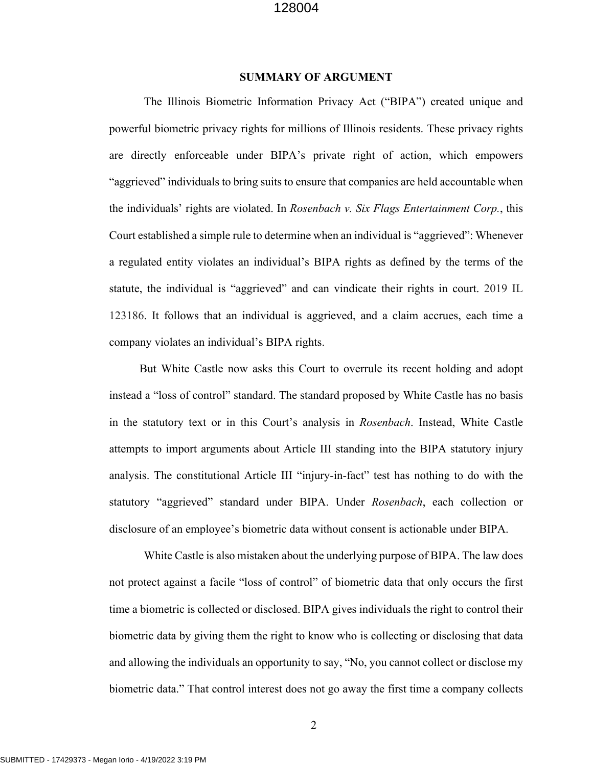## SUMMARY OF ARGUMENT

The Illinois Biometric Information Privacy Act ("BIPA") created unique and powerful biometric privacy rights for millions of Illinois residents. These privacy rights are directly enforceable under BIPA's private right of action, which empowers "aggrieved" individuals to bring suits to ensure that companies are held accountable when the individuals' rights are violated. In *Rosenbach v. Six Flags Entertainment Corp.*, this Court established a simple rule to determine when an individual is "aggrieved": Whenever a regulated entity violates an individual's BIPA rights as defined by the terms of the statute, the individual is "aggrieved" and can vindicate their rights in court. 2019 IL 123186. It follows that an individual is aggrieved, and a claim accrues, each time a company violates an individual's BIPA rights.

But White Castle now asks this Court to overrule its recent holding and adopt instead a "loss of control" standard. The standard proposed by White Castle has no basis in the statutory text or in this Court's analysis in *Rosenbach*. Instead, White Castle attempts to import arguments about Article III standing into the BIPA statutory injury analysis. The constitutional Article III "injury-in-fact" test has nothing to do with the statutory "aggrieved" standard under BIPA. Under *Rosenbach*, each collection or disclosure of an employee's biometric data without consent is actionable under BIPA.

White Castle is also mistaken about the underlying purpose of BIPA. The law does not protect against a facile "loss of control" of biometric data that only occurs the first time a biometric is collected or disclosed. BIPA gives individuals the right to control their biometric data by giving them the right to know who is collecting or disclosing that data and allowing the individuals an opportunity to say, "No, you cannot collect or disclose my biometric data." That control interest does not go away the first time a company collects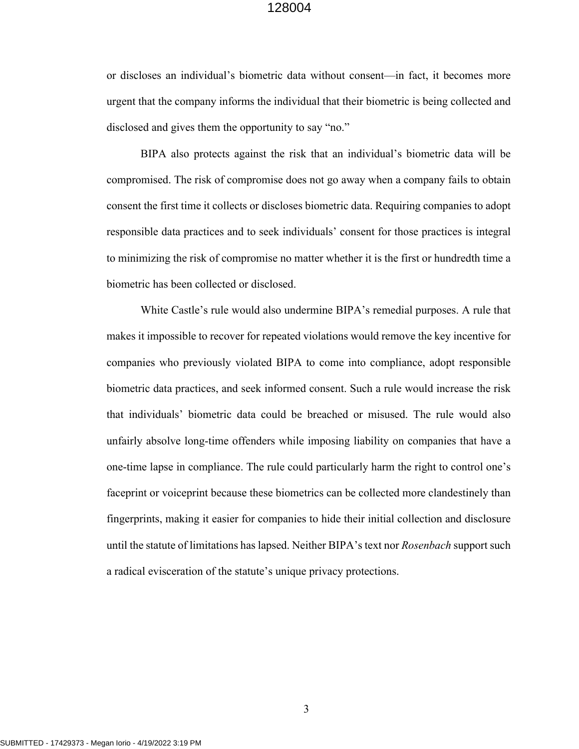or discloses an individual's biometric data without consent—in fact, it becomes more urgent that the company informs the individual that their biometric is being collected and disclosed and gives them the opportunity to say "no."

BIPA also protects against the risk that an individual's biometric data will be compromised. The risk of compromise does not go away when a company fails to obtain consent the first time it collects or discloses biometric data. Requiring companies to adopt responsible data practices and to seek individuals' consent for those practices is integral to minimizing the risk of compromise no matter whether it is the first or hundredth time a biometric has been collected or disclosed.

White Castle's rule would also undermine BIPA's remedial purposes. A rule that makes it impossible to recover for repeated violations would remove the key incentive for companies who previously violated BIPA to come into compliance, adopt responsible biometric data practices, and seek informed consent. Such a rule would increase the risk that individuals' biometric data could be breached or misused. The rule would also unfairly absolve long-time offenders while imposing liability on companies that have a one-time lapse in compliance. The rule could particularly harm the right to control one's faceprint or voiceprint because these biometrics can be collected more clandestinely than fingerprints, making it easier for companies to hide their initial collection and disclosure until the statute of limitations has lapsed. Neither BIPA's text nor *Rosenbach* support such a radical evisceration of the statute's unique privacy protections.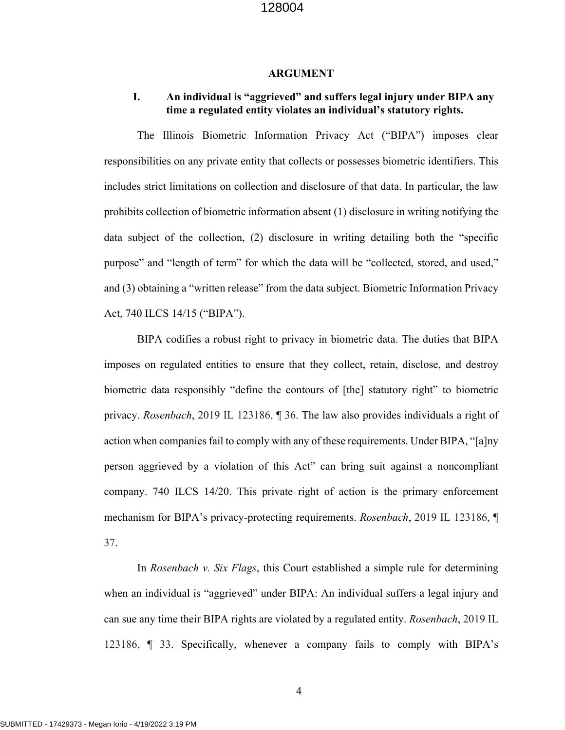## ARGUMENT

### I. An individual is "aggrieved" and suffers legal injury under BIPA any time a regulated entity violates an individual's statutory rights.

The Illinois Biometric Information Privacy Act ("BIPA") imposes clear responsibilities on any private entity that collects or possesses biometric identifiers. This includes strict limitations on collection and disclosure of that data. In particular, the law prohibits collection of biometric information absent (1) disclosure in writing notifying the data subject of the collection, (2) disclosure in writing detailing both the "specific purpose" and "length of term" for which the data will be "collected, stored, and used," and (3) obtaining a "written release" from the data subject. Biometric Information Privacy Act, 740 ILCS 14/15 ("BIPA").

BIPA codifies a robust right to privacy in biometric data. The duties that BIPA imposes on regulated entities to ensure that they collect, retain, disclose, and destroy biometric data responsibly "define the contours of [the] statutory right" to biometric privacy. *Rosenbach*, 2019 IL 123186, ¶ 36. The law also provides individuals a right of action when companies fail to comply with any of these requirements. Under BIPA, "[a]ny person aggrieved by a violation of this Act" can bring suit against a noncompliant company. 740 ILCS 14/20. This private right of action is the primary enforcement mechanism for BIPA's privacy-protecting requirements. *Rosenbach*, 2019 IL 123186, ¶ 37.

In *Rosenbach v. Six Flags*, this Court established a simple rule for determining when an individual is "aggrieved" under BIPA: An individual suffers a legal injury and can sue any time their BIPA rights are violated by a regulated entity. *Rosenbach*, 2019 IL 123186, ¶ 33. Specifically, whenever a company fails to comply with BIPA's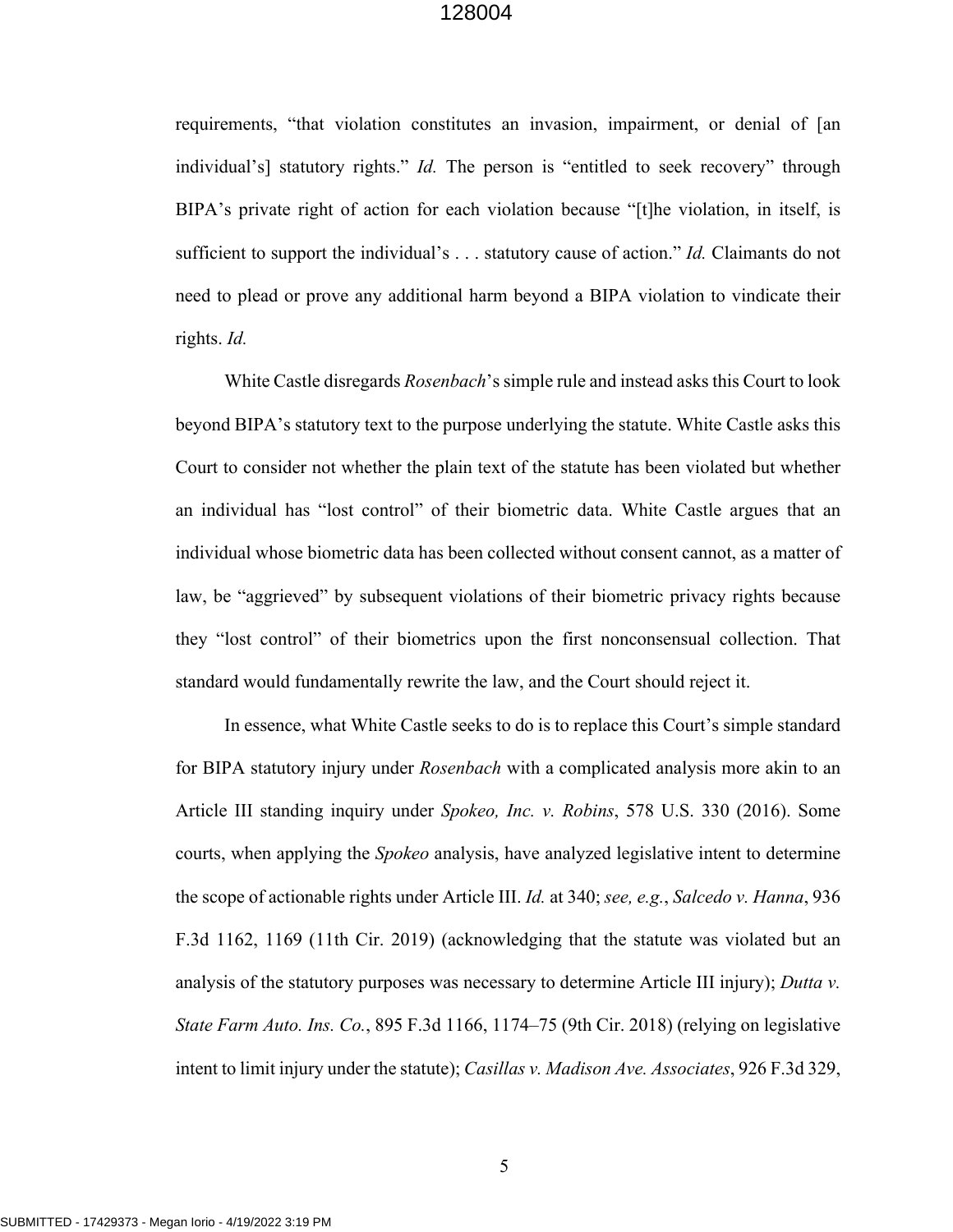requirements, "that violation constitutes an invasion, impairment, or denial of [an individual's] statutory rights." *Id.* The person is "entitled to seek recovery" through BIPA's private right of action for each violation because "[t]he violation, in itself, is sufficient to support the individual's . . . statutory cause of action." *Id.* Claimants do not need to plead or prove any additional harm beyond a BIPA violation to vindicate their rights. *Id.*

White Castle disregards *Rosenbach*'s simple rule and instead asks this Court to look beyond BIPA's statutory text to the purpose underlying the statute. White Castle asks this Court to consider not whether the plain text of the statute has been violated but whether an individual has "lost control" of their biometric data. White Castle argues that an individual whose biometric data has been collected without consent cannot, as a matter of law, be "aggrieved" by subsequent violations of their biometric privacy rights because they "lost control" of their biometrics upon the first nonconsensual collection. That standard would fundamentally rewrite the law, and the Court should reject it.

In essence, what White Castle seeks to do is to replace this Court's simple standard for BIPA statutory injury under *Rosenbach* with a complicated analysis more akin to an Article III standing inquiry under *Spokeo, Inc. v. Robins*, 578 U.S. 330 (2016). Some courts, when applying the *Spokeo* analysis, have analyzed legislative intent to determine the scope of actionable rights under Article III. *Id.* at 340; *see, e.g.*, *Salcedo v. Hanna*, 936 F.3d 1162, 1169 (11th Cir. 2019) (acknowledging that the statute was violated but an analysis of the statutory purposes was necessary to determine Article III injury); *Dutta v. State Farm Auto. Ins. Co.*, 895 F.3d 1166, 1174–75 (9th Cir. 2018) (relying on legislative intent to limit injury under the statute); *Casillas v. Madison Ave. Associates*, 926 F.3d 329,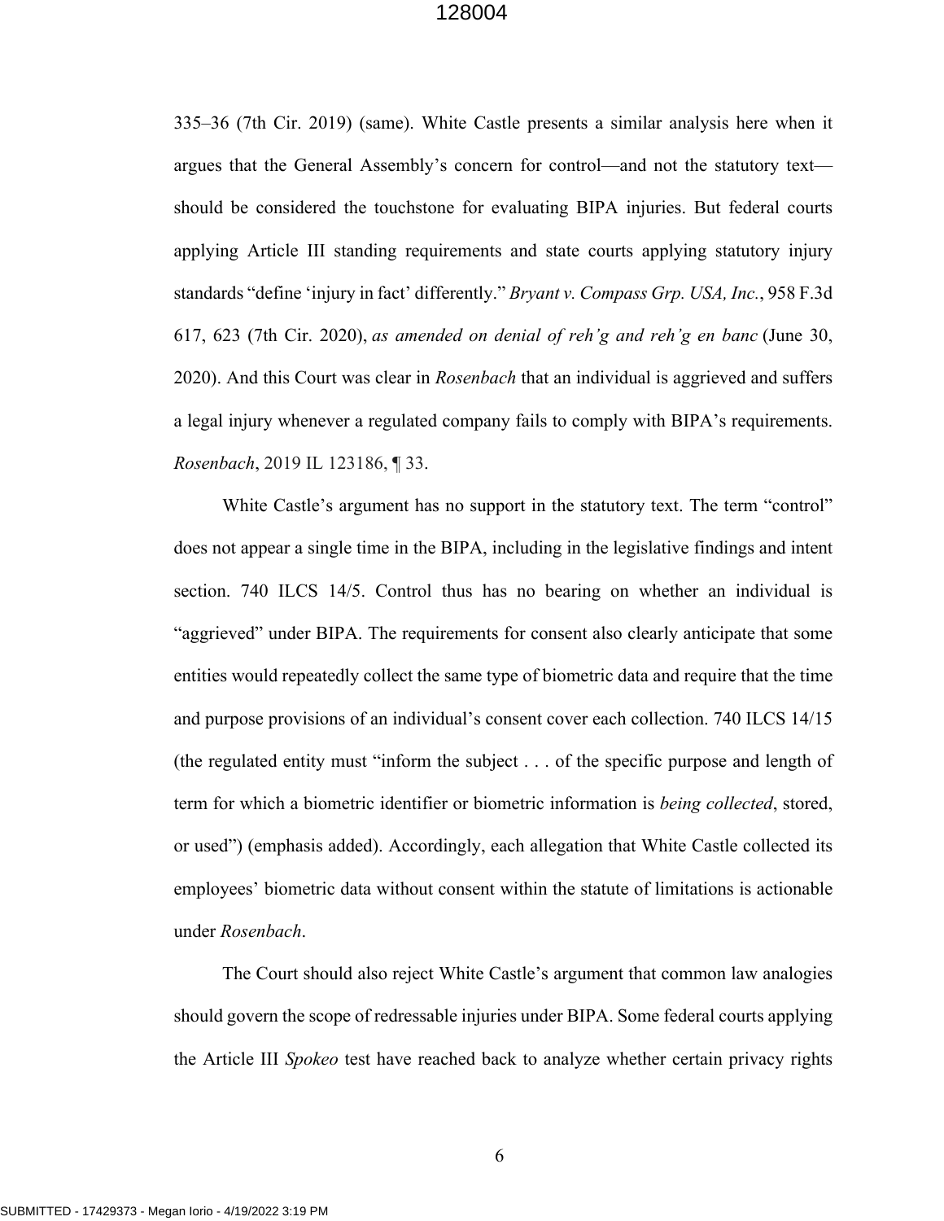335–36 (7th Cir. 2019) (same). White Castle presents a similar analysis here when it argues that the General Assembly's concern for control—and not the statutory text—should be considered the touchstone for evaluating BIPA injuries. But federal courts applying Article III standing requirements and state courts applying statutory injury standards "define 'injury in fact' differently." *Bryant v. Compass Grp. USA, Inc.*, 958 F.3d 617, 623 (7th Cir. 2020), *as amended on denial of reh'g and reh'g en banc* (June 30, 2020). And this Court was clear in *Rosenbach* that an individual is aggrieved and suffers a legal injury whenever a regulated company fails to comply with BIPA's requirements. *Rosenbach*, 2019 IL 123186, ¶ 33.

White Castle's argument has no support in the statutory text. The term "control" does not appear a single time in the BIPA, including in the legislative findings and intent section. 740 ILCS 14/5. Control thus has no bearing on whether an individual is "aggrieved" under BIPA. The requirements for consent also clearly anticipate that some entities would repeatedly collect the same type of biometric data and require that the time and purpose provisions of an individual's consent cover each collection. 740 ILCS 14/15 (the regulated entity must "inform the subject . . . of the specific purpose and length of term for which a biometric identifier or biometric information is *being collected*, stored, or used") (emphasis added). Accordingly, each allegation that White Castle collected its employees' biometric data without consent within the statute of limitations is actionable under *Rosenbach*.

The Court should also reject White Castle's argument that common law analogies should govern the scope of redressable injuries under BIPA. Some federal courts applying the Article III *Spokeo* test have reached back to analyze whether certain privacy rights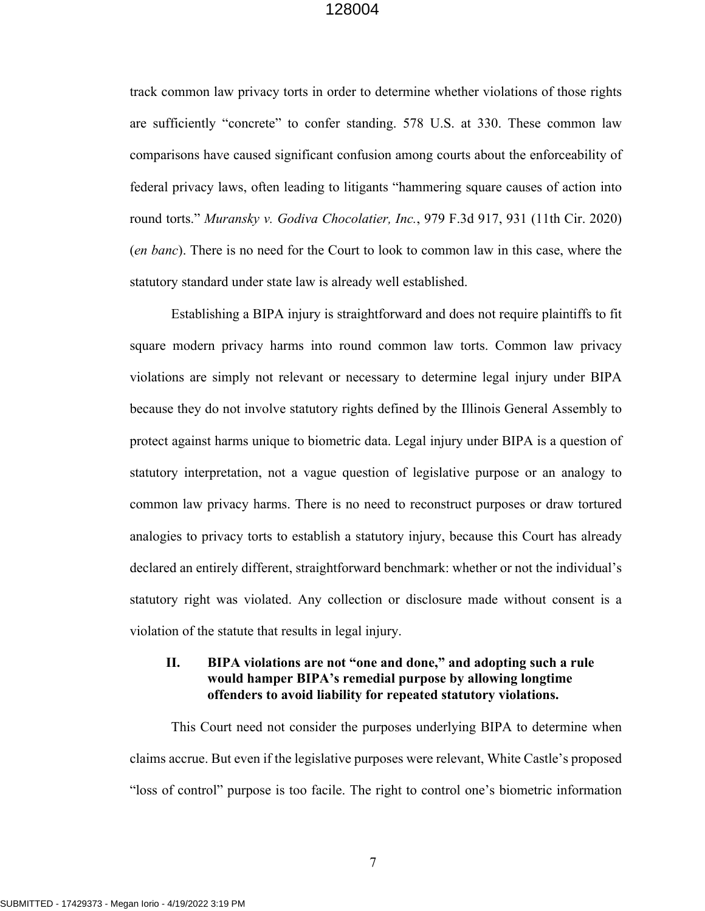track common law privacy torts in order to determine whether violations of those rights are sufficiently "concrete" to confer standing. 578 U.S. at 330. These common law comparisons have caused significant confusion among courts about the enforceability of federal privacy laws, often leading to litigants "hammering square causes of action into round torts." *Muransky v. Godiva Chocolatier, Inc.*, 979 F.3d 917, 931 (11th Cir. 2020) (*en banc*). There is no need for the Court to look to common law in this case, where the statutory standard under state law is already well established.

Establishing a BIPA injury is straightforward and does not require plaintiffs to fit square modern privacy harms into round common law torts. Common law privacy violations are simply not relevant or necessary to determine legal injury under BIPA because they do not involve statutory rights defined by the Illinois General Assembly to protect against harms unique to biometric data. Legal injury under BIPA is a question of statutory interpretation, not a vague question of legislative purpose or an analogy to common law privacy harms. There is no need to reconstruct purposes or draw tortured analogies to privacy torts to establish a statutory injury, because this Court has already declared an entirely different, straightforward benchmark: whether or not the individual's statutory right was violated. Any collection or disclosure made without consent is a violation of the statute that results in legal injury.

## II. BIPA violations are not "one and done," and adopting such a rule would hamper BIPA's remedial purpose by allowing longtime offenders to avoid liability for repeated statutory violations.

This Court need not consider the purposes underlying BIPA to determine when claims accrue. But even if the legislative purposes were relevant, White Castle's proposed "loss of control" purpose is too facile. The right to control one's biometric information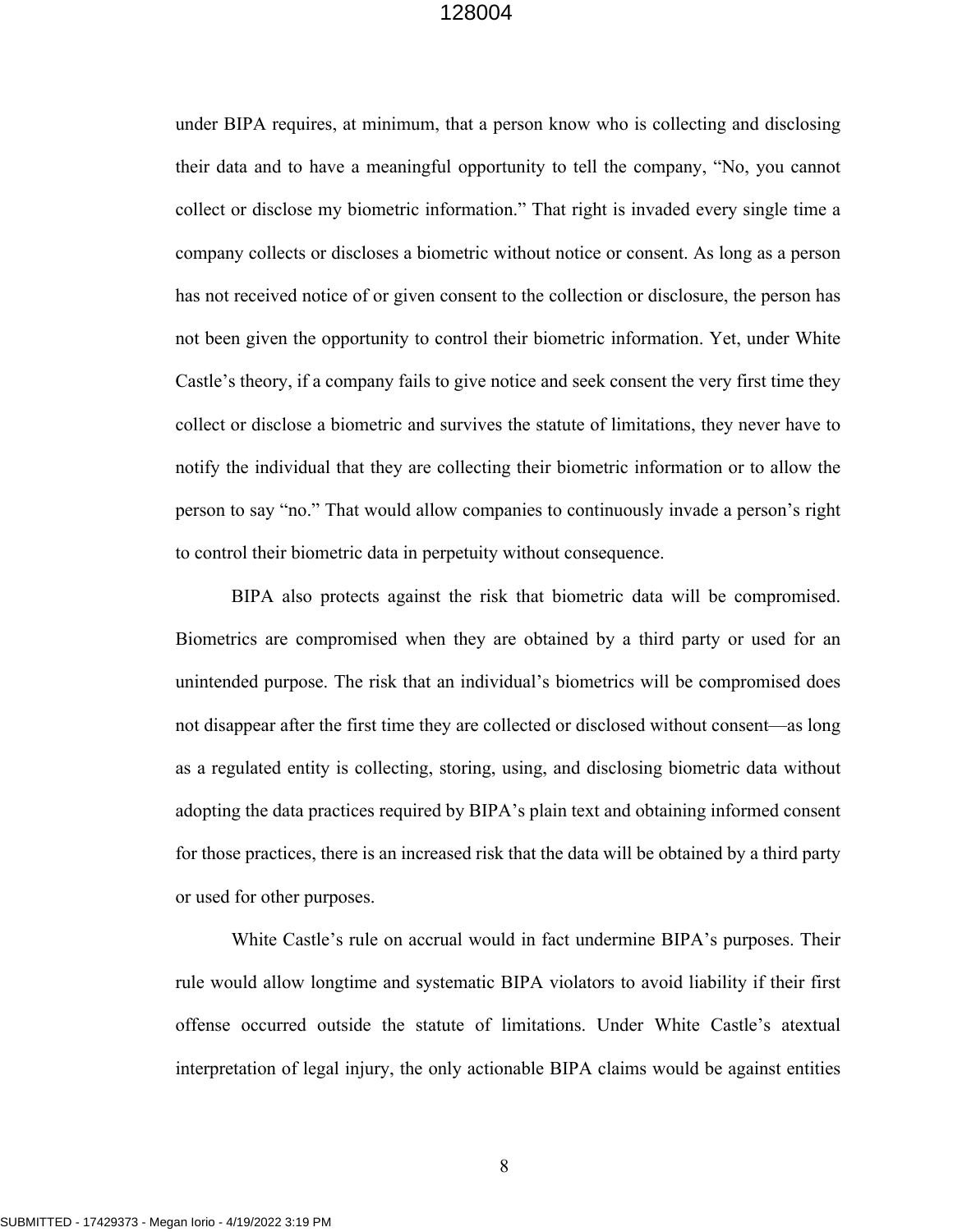under BIPA requires, at minimum, that a person know who is collecting and disclosing their data and to have a meaningful opportunity to tell the company, "No, you cannot collect or disclose my biometric information." That right is invaded every single time a company collects or discloses a biometric without notice or consent. As long as a person has not received notice of or given consent to the collection or disclosure, the person has not been given the opportunity to control their biometric information. Yet, under White Castle's theory, if a company fails to give notice and seek consent the very first time they collect or disclose a biometric and survives the statute of limitations, they never have to notify the individual that they are collecting their biometric information or to allow the person to say "no." That would allow companies to continuously invade a person's right to control their biometric data in perpetuity without consequence.

BIPA also protects against the risk that biometric data will be compromised. Biometrics are compromised when they are obtained by a third party or used for an unintended purpose. The risk that an individual's biometrics will be compromised does not disappear after the first time they are collected or disclosed without consent—as long as a regulated entity is collecting, storing, using, and disclosing biometric data without adopting the data practices required by BIPA's plain text and obtaining informed consent for those practices, there is an increased risk that the data will be obtained by a third party or used for other purposes.

White Castle's rule on accrual would in fact undermine BIPA's purposes. Their rule would allow longtime and systematic BIPA violators to avoid liability if their first offense occurred outside the statute of limitations. Under White Castle's atextual interpretation of legal injury, the only actionable BIPA claims would be against entities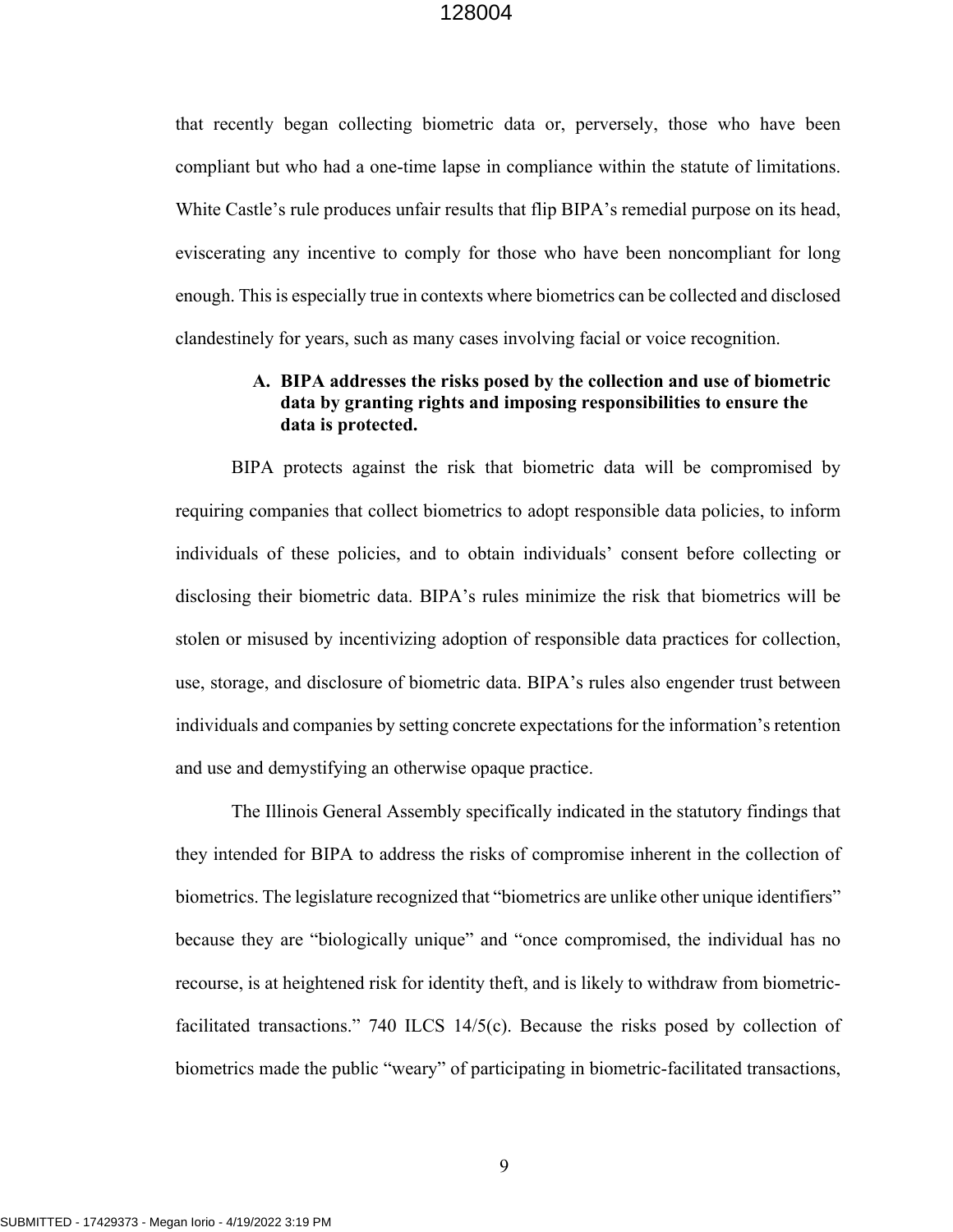that recently began collecting biometric data or, perversely, those who have been compliant but who had a one-time lapse in compliance within the statute of limitations. White Castle's rule produces unfair results that flip BIPA's remedial purpose on its head, eviscerating any incentive to comply for those who have been noncompliant for long enough. This is especially true in contexts where biometrics can be collected and disclosed clandestinely for years, such as many cases involving facial or voice recognition.

### A. BIPA addresses the risks posed by the collection and use of biometric data by granting rights and imposing responsibilities to ensure the data is protected.

BIPA protects against the risk that biometric data will be compromised by requiring companies that collect biometrics to adopt responsible data policies, to inform individuals of these policies, and to obtain individuals' consent before collecting or disclosing their biometric data. BIPA's rules minimize the risk that biometrics will be stolen or misused by incentivizing adoption of responsible data practices for collection, use, storage, and disclosure of biometric data. BIPA's rules also engender trust between individuals and companies by setting concrete expectations for the information's retention and use and demystifying an otherwise opaque practice.

The Illinois General Assembly specifically indicated in the statutory findings that they intended for BIPA to address the risks of compromise inherent in the collection of biometrics. The legislature recognized that "biometrics are unlike other unique identifiers" because they are "biologically unique" and "once compromised, the individual has no recourse, is at heightened risk for identity theft, and is likely to withdraw from biometric-facilitated transactions." 740 ILCS 14/5(c). Because the risks posed by collection of biometrics made the public "weary" of participating in biometric-facilitated transactions,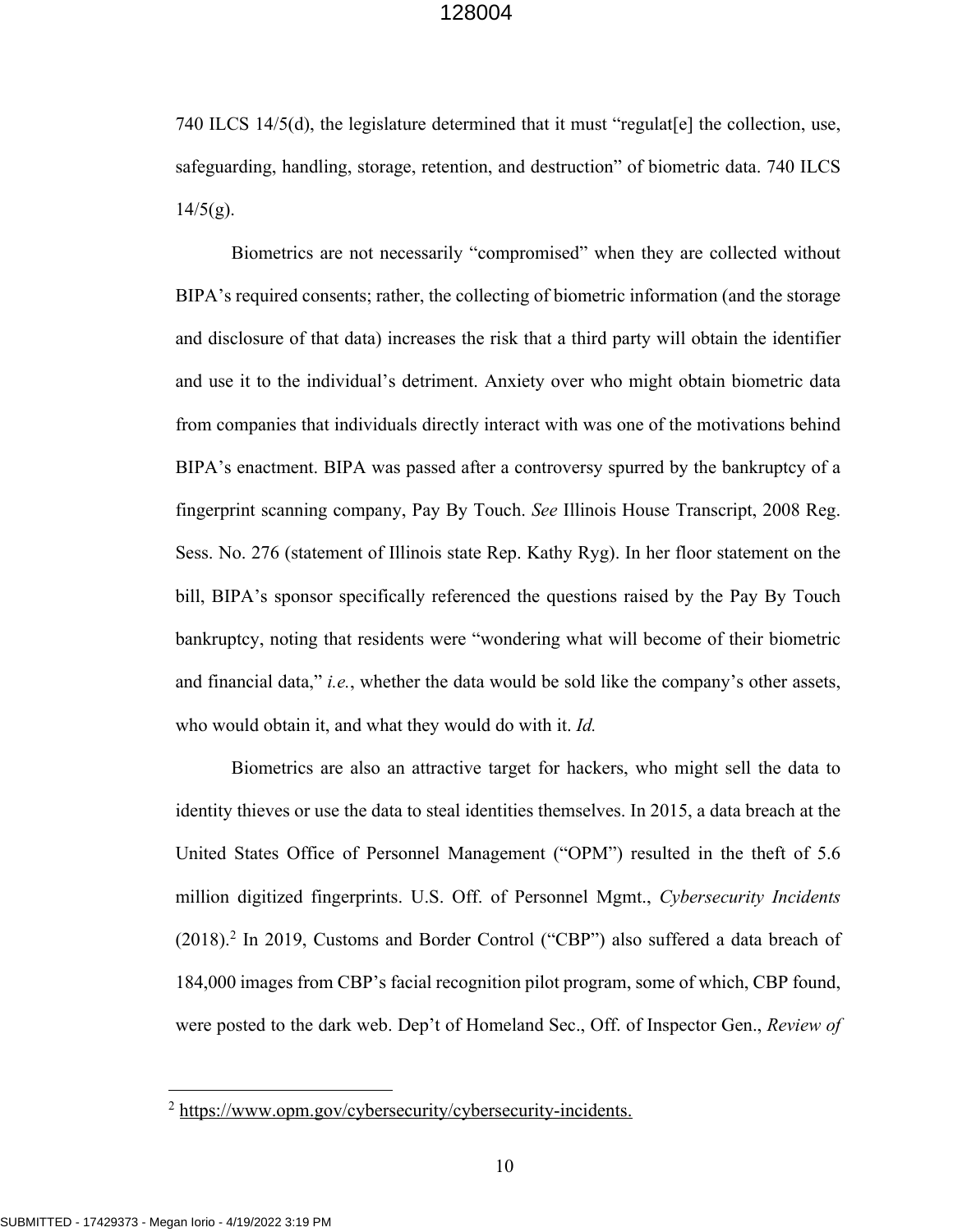740 ILCS 14/5(d), the legislature determined that it must "regulat[e] the collection, use, safeguarding, handling, storage, retention, and destruction" of biometric data. 740 ILCS 14/5(g).

Biometrics are not necessarily "compromised" when they are collected without BIPA's required consents; rather, the collecting of biometric information (and the storage and disclosure of that data) increases the risk that a third party will obtain the identifier and use it to the individual's detriment. Anxiety over who might obtain biometric data from companies that individuals directly interact with was one of the motivations behind BIPA's enactment. BIPA was passed after a controversy spurred by the bankruptcy of a fingerprint scanning company, Pay By Touch. *See* Illinois House Transcript, 2008 Reg. Sess. No. 276 (statement of Illinois state Rep. Kathy Ryg). In her floor statement on the bill, BIPA's sponsor specifically referenced the questions raised by the Pay By Touch bankruptcy, noting that residents were "wondering what will become of their biometric and financial data," *i.e.*, whether the data would be sold like the company's other assets, who would obtain it, and what they would do with it. *Id.*

Biometrics are also an attractive target for hackers, who might sell the data to identity thieves or use the data to steal identities themselves. In 2015, a data breach at the United States Office of Personnel Management ("OPM") resulted in the theft of 5.6 million digitized fingerprints. U.S. Off. of Personnel Mgmt., *Cybersecurity Incidents* (2018).[2] In 2019, Customs and Border Control ("CBP") also suffered a data breach of 184,000 images from CBP's facial recognition pilot program, some of which, CBP found, were posted to the dark web. Dep't of Homeland Sec., Off. of Inspector Gen., *Review of*

---

[2] https://www.opm.gov/cybersecurity/cybersecurity-incidents.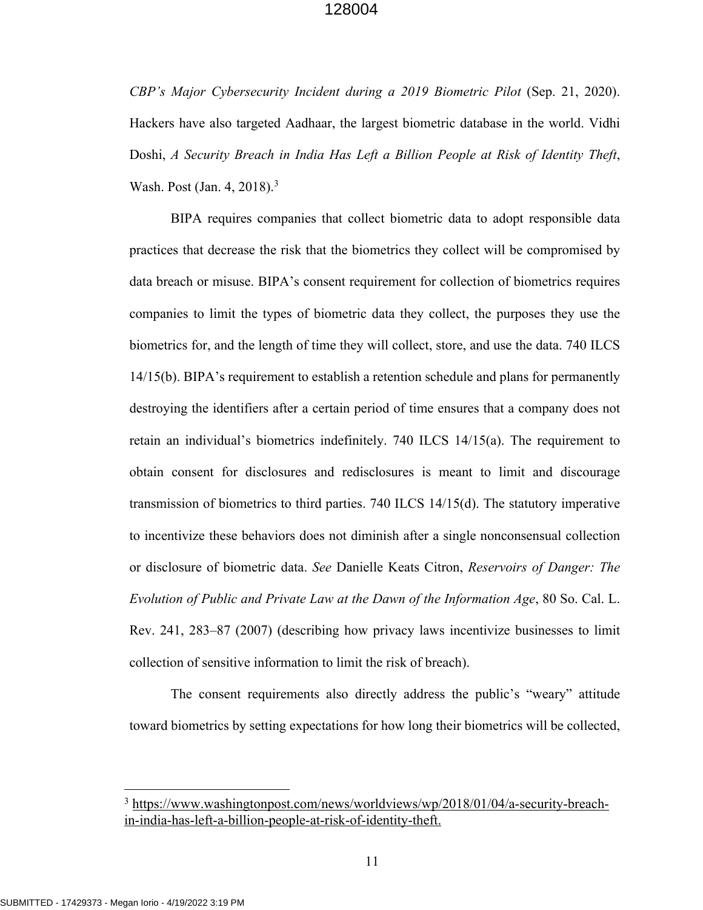*CBP's Major Cybersecurity Incident during a 2019 Biometric Pilot* (Sep. 21, 2020). Hackers have also targeted Aadhaar, the largest biometric database in the world. Vidhi Doshi, *A Security Breach in India Has Left a Billion People at Risk of Identity Theft*, Wash. Post (Jan. 4, 2018).[3]

BIPA requires companies that collect biometric data to adopt responsible data practices that decrease the risk that the biometrics they collect will be compromised by data breach or misuse. BIPA's consent requirement for collection of biometrics requires companies to limit the types of biometric data they collect, the purposes they use the biometrics for, and the length of time they will collect, store, and use the data. 740 ILCS 14/15(b). BIPA's requirement to establish a retention schedule and plans for permanently destroying the identifiers after a certain period of time ensures that a company does not retain an individual's biometrics indefinitely. 740 ILCS 14/15(a). The requirement to obtain consent for disclosures and redisclosures is meant to limit and discourage transmission of biometrics to third parties. 740 ILCS 14/15(d). The statutory imperative to incentivize these behaviors does not diminish after a single nonconsensual collection or disclosure of biometric data. *See* Danielle Keats Citron, *Reservoirs of Danger: The Evolution of Public and Private Law at the Dawn of the Information Age*, 80 So. Cal. L. Rev. 241, 283–87 (2007) (describing how privacy laws incentivize businesses to limit collection of sensitive information to limit the risk of breach).

The consent requirements also directly address the public's "weary" attitude toward biometrics by setting expectations for how long their biometrics will be collected,

---

[3] https://www.washingtonpost.com/news/worldviews/wp/2018/01/04/a-security-breach-in-india-has-left-a-billion-people-at-risk-of-identity-theft.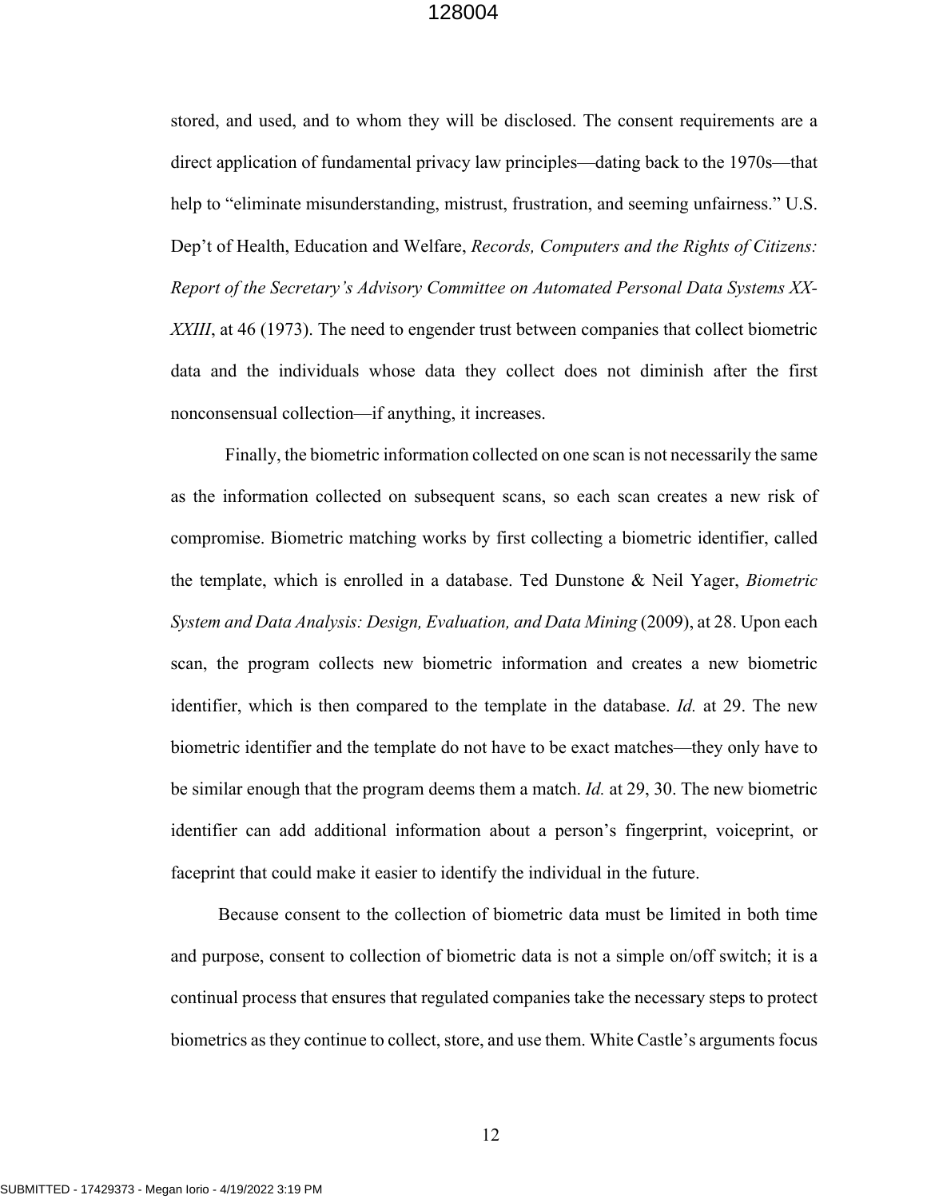stored, and used, and to whom they will be disclosed. The consent requirements are a direct application of fundamental privacy law principles—dating back to the 1970s—that help to "eliminate misunderstanding, mistrust, frustration, and seeming unfairness." U.S. Dep't of Health, Education and Welfare, *Records, Computers and the Rights of Citizens: Report of the Secretary's Advisory Committee on Automated Personal Data Systems XX-XXIII*, at 46 (1973). The need to engender trust between companies that collect biometric data and the individuals whose data they collect does not diminish after the first nonconsensual collection—if anything, it increases.

Finally, the biometric information collected on one scan is not necessarily the same as the information collected on subsequent scans, so each scan creates a new risk of compromise. Biometric matching works by first collecting a biometric identifier, called the template, which is enrolled in a database. Ted Dunstone & Neil Yager, *Biometric System and Data Analysis: Design, Evaluation, and Data Mining* (2009), at 28. Upon each scan, the program collects new biometric information and creates a new biometric identifier, which is then compared to the template in the database. *Id.* at 29. The new biometric identifier and the template do not have to be exact matches—they only have to be similar enough that the program deems them a match. *Id.* at 29, 30. The new biometric identifier can add additional information about a person's fingerprint, voiceprint, or faceprint that could make it easier to identify the individual in the future.

Because consent to the collection of biometric data must be limited in both time and purpose, consent to collection of biometric data is not a simple on/off switch; it is a continual process that ensures that regulated companies take the necessary steps to protect biometrics as they continue to collect, store, and use them. White Castle's arguments focus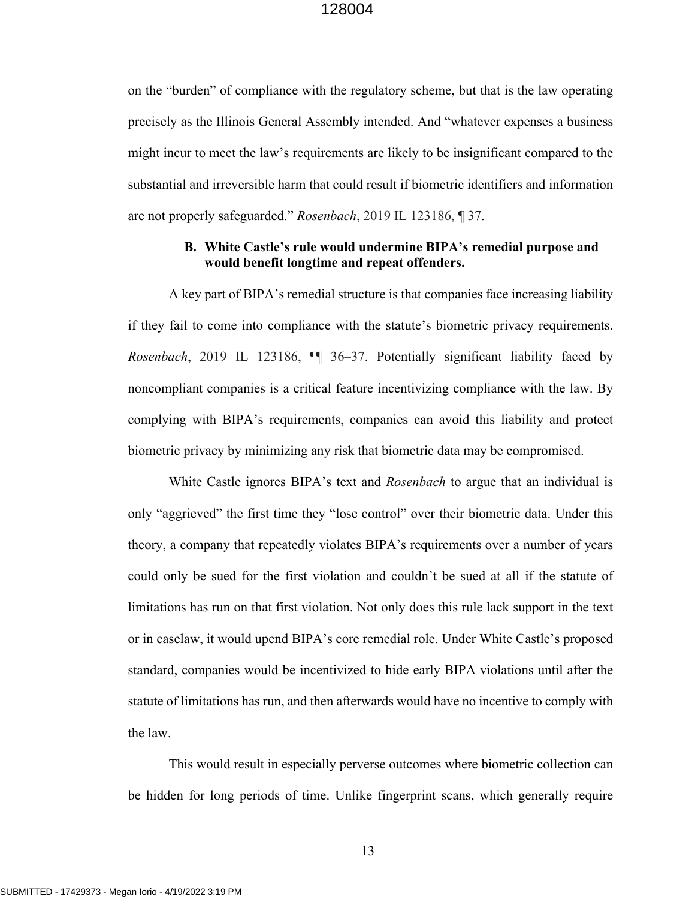on the "burden" of compliance with the regulatory scheme, but that is the law operating precisely as the Illinois General Assembly intended. And "whatever expenses a business might incur to meet the law's requirements are likely to be insignificant compared to the substantial and irreversible harm that could result if biometric identifiers and information are not properly safeguarded." *Rosenbach*, 2019 IL 123186, ¶ 37.

### B. White Castle's rule would undermine BIPA's remedial purpose and would benefit longtime and repeat offenders.

A key part of BIPA's remedial structure is that companies face increasing liability if they fail to come into compliance with the statute's biometric privacy requirements. *Rosenbach*, 2019 IL 123186, ¶¶ 36–37. Potentially significant liability faced by noncompliant companies is a critical feature incentivizing compliance with the law. By complying with BIPA's requirements, companies can avoid this liability and protect biometric privacy by minimizing any risk that biometric data may be compromised.

White Castle ignores BIPA's text and *Rosenbach* to argue that an individual is only "aggrieved" the first time they "lose control" over their biometric data. Under this theory, a company that repeatedly violates BIPA's requirements over a number of years could only be sued for the first violation and couldn't be sued at all if the statute of limitations has run on that first violation. Not only does this rule lack support in the text or in caselaw, it would upend BIPA's core remedial role. Under White Castle's proposed standard, companies would be incentivized to hide early BIPA violations until after the statute of limitations has run, and then afterwards would have no incentive to comply with the law.

This would result in especially perverse outcomes where biometric collection can be hidden for long periods of time. Unlike fingerprint scans, which generally require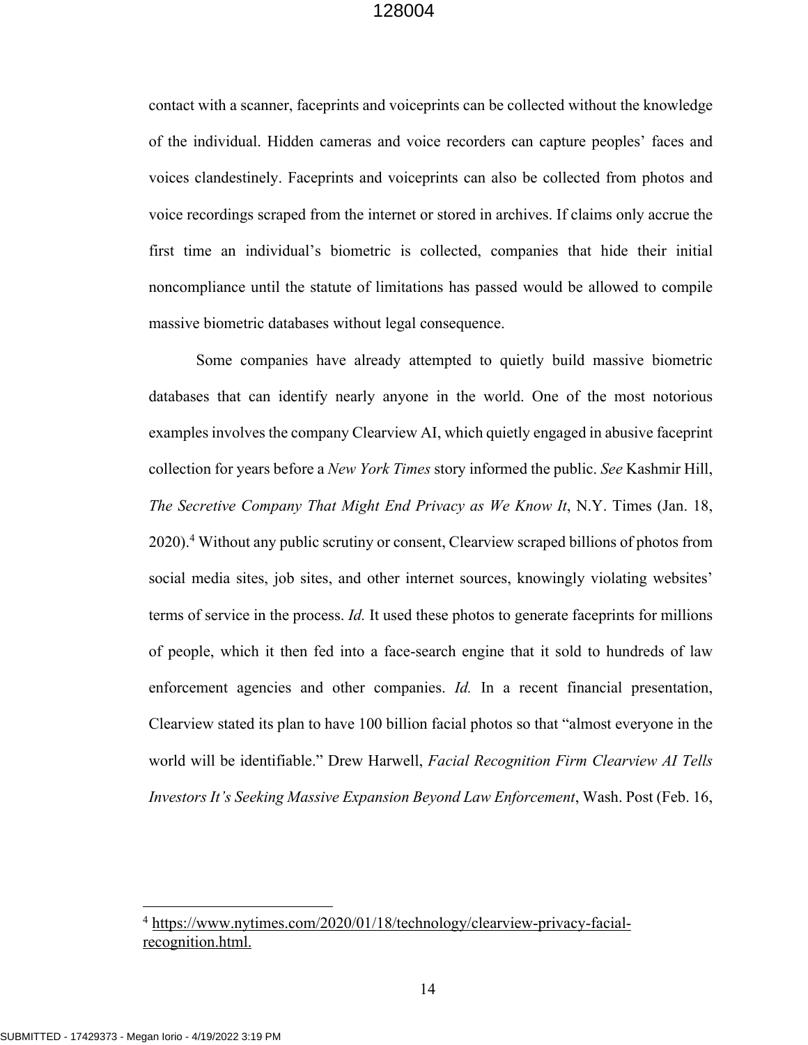contact with a scanner, faceprints and voiceprints can be collected without the knowledge of the individual. Hidden cameras and voice recorders can capture peoples' faces and voices clandestinely. Faceprints and voiceprints can also be collected from photos and voice recordings scraped from the internet or stored in archives. If claims only accrue the first time an individual's biometric is collected, companies that hide their initial noncompliance until the statute of limitations has passed would be allowed to compile massive biometric databases without legal consequence.

Some companies have already attempted to quietly build massive biometric databases that can identify nearly anyone in the world. One of the most notorious examples involves the company Clearview AI, which quietly engaged in abusive faceprint collection for years before a *New York Times* story informed the public. *See* Kashmir Hill, *The Secretive Company That Might End Privacy as We Know It*, N.Y. Times (Jan. 18, 2020).[4] Without any public scrutiny or consent, Clearview scraped billions of photos from social media sites, job sites, and other internet sources, knowingly violating websites' terms of service in the process. *Id.* It used these photos to generate faceprints for millions of people, which it then fed into a face-search engine that it sold to hundreds of law enforcement agencies and other companies. *Id.* In a recent financial presentation, Clearview stated its plan to have 100 billion facial photos so that "almost everyone in the world will be identifiable." Drew Harwell, *Facial Recognition Firm Clearview AI Tells Investors It's Seeking Massive Expansion Beyond Law Enforcement*, Wash. Post (Feb. 16,

---

[4] https://www.nytimes.com/2020/01/18/technology/clearview-privacy-facial-recognition.html.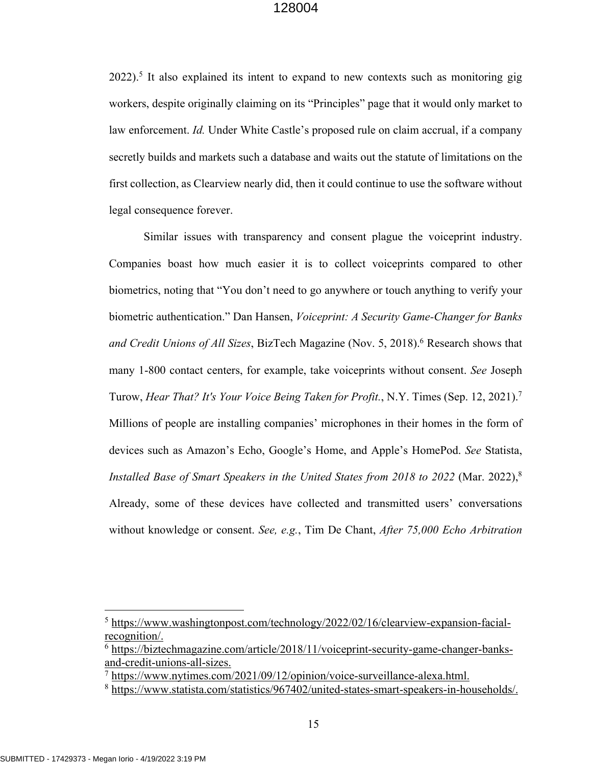2022).[5] It also explained its intent to expand to new contexts such as monitoring gig workers, despite originally claiming on its "Principles" page that it would only market to law enforcement. *Id.* Under White Castle's proposed rule on claim accrual, if a company secretly builds and markets such a database and waits out the statute of limitations on the first collection, as Clearview nearly did, then it could continue to use the software without legal consequence forever.

Similar issues with transparency and consent plague the voiceprint industry. Companies boast how much easier it is to collect voiceprints compared to other biometrics, noting that "You don't need to go anywhere or touch anything to verify your biometric authentication." Dan Hansen, *Voiceprint: A Security Game-Changer for Banks and Credit Unions of All Sizes*, BizTech Magazine (Nov. 5, 2018).[6] Research shows that many 1-800 contact centers, for example, take voiceprints without consent. *See* Joseph Turow, *Hear That? It's Your Voice Being Taken for Profit.*, N.Y. Times (Sep. 12, 2021).[7] Millions of people are installing companies' microphones in their homes in the form of devices such as Amazon's Echo, Google's Home, and Apple's HomePod. *See* Statista, *Installed Base of Smart Speakers in the United States from 2018 to 2022* (Mar. 2022),[8] Already, some of these devices have collected and transmitted users' conversations without knowledge or consent. *See, e.g.*, Tim De Chant, *After 75,000 Echo Arbitration*

---

[5] https://www.washingtonpost.com/technology/2022/02/16/clearview-expansion-facial-recognition/.

[6] https://biztechmagazine.com/article/2018/11/voiceprint-security-game-changer-banks-and-credit-unions-all-sizes.

[7] https://www.nytimes.com/2021/09/12/opinion/voice-surveillance-alexa.html.

[8] https://www.statista.com/statistics/967402/united-states-smart-speakers-in-households/.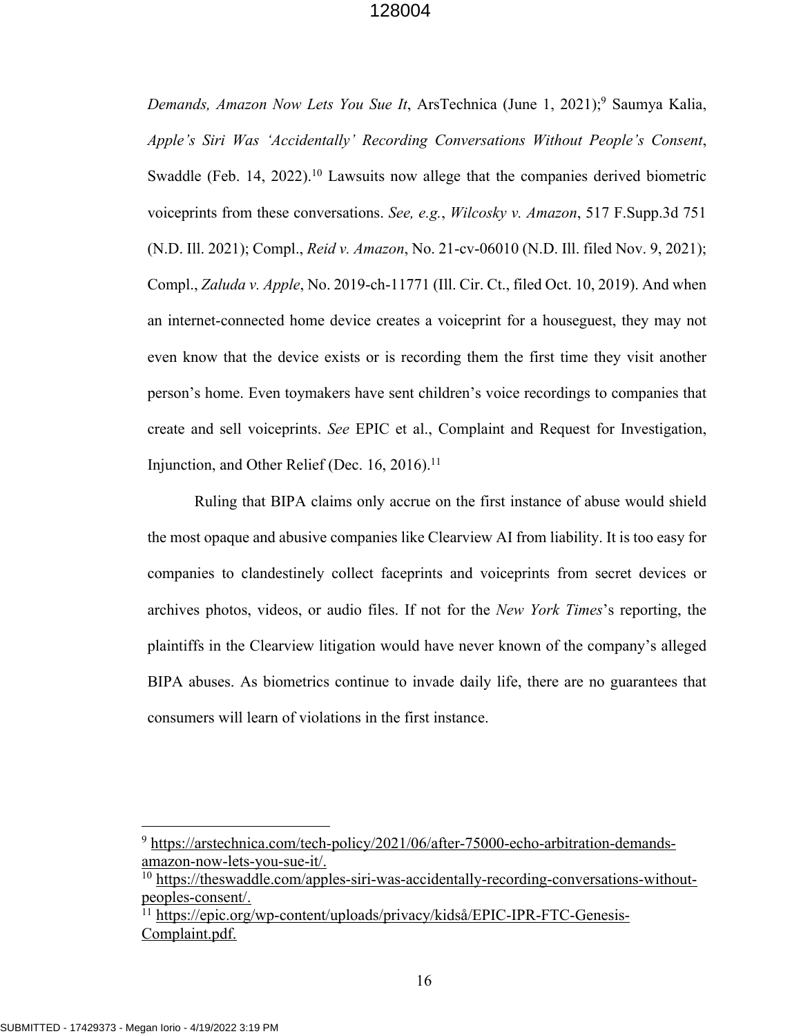*Demands, Amazon Now Lets You Sue It*, ArsTechnica (June 1, 2021);[9] Saumya Kalia, *Apple's Siri Was 'Accidentally' Recording Conversations Without People's Consent*, Swaddle (Feb. 14, 2022).[10] Lawsuits now allege that the companies derived biometric voiceprints from these conversations. *See, e.g.*, *Wilcosky v. Amazon*, 517 F.Supp.3d 751 (N.D. Ill. 2021); Compl., *Reid v. Amazon*, No. 21-cv-06010 (N.D. Ill. filed Nov. 9, 2021); Compl., *Zaluda v. Apple*, No. 2019-ch-11771 (Ill. Cir. Ct., filed Oct. 10, 2019). And when an internet-connected home device creates a voiceprint for a houseguest, they may not even know that the device exists or is recording them the first time they visit another person's home. Even toymakers have sent children's voice recordings to companies that create and sell voiceprints. *See* EPIC et al., Complaint and Request for Investigation, Injunction, and Other Relief (Dec. 16, 2016).[11]

Ruling that BIPA claims only accrue on the first instance of abuse would shield the most opaque and abusive companies like Clearview AI from liability. It is too easy for companies to clandestinely collect faceprints and voiceprints from secret devices or archives photos, videos, or audio files. If not for the *New York Times*'s reporting, the plaintiffs in the Clearview litigation would have never known of the company's alleged BIPA abuses. As biometrics continue to invade daily life, there are no guarantees that consumers will learn of violations in the first instance.

---

[9] https://arstechnica.com/tech-policy/2021/06/after-75000-echo-arbitration-demands-amazon-now-lets-you-sue-it/.

[10] https://theswaddle.com/apples-siri-was-accidentally-recording-conversations-without-peoples-consent/.

[11] https://epic.org/wp-content/uploads/privacy/kidså/EPIC-IPR-FTC-Genesis-Complaint.pdf.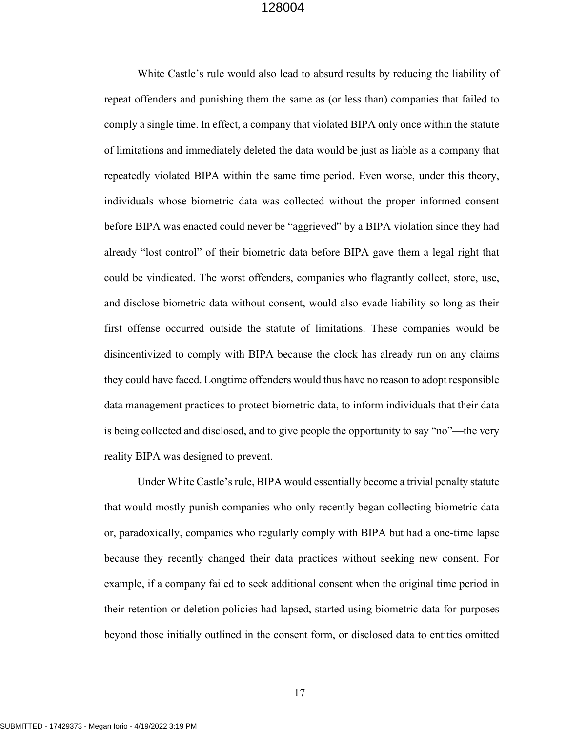White Castle's rule would also lead to absurd results by reducing the liability of repeat offenders and punishing them the same as (or less than) companies that failed to comply a single time. In effect, a company that violated BIPA only once within the statute of limitations and immediately deleted the data would be just as liable as a company that repeatedly violated BIPA within the same time period. Even worse, under this theory, individuals whose biometric data was collected without the proper informed consent before BIPA was enacted could never be "aggrieved" by a BIPA violation since they had already "lost control" of their biometric data before BIPA gave them a legal right that could be vindicated. The worst offenders, companies who flagrantly collect, store, use, and disclose biometric data without consent, would also evade liability so long as their first offense occurred outside the statute of limitations. These companies would be disincentivized to comply with BIPA because the clock has already run on any claims they could have faced. Longtime offenders would thus have no reason to adopt responsible data management practices to protect biometric data, to inform individuals that their data is being collected and disclosed, and to give people the opportunity to say "no"—the very reality BIPA was designed to prevent.

Under White Castle's rule, BIPA would essentially become a trivial penalty statute that would mostly punish companies who only recently began collecting biometric data or, paradoxically, companies who regularly comply with BIPA but had a one-time lapse because they recently changed their data practices without seeking new consent. For example, if a company failed to seek additional consent when the original time period in their retention or deletion policies had lapsed, started using biometric data for purposes beyond those initially outlined in the consent form, or disclosed data to entities omitted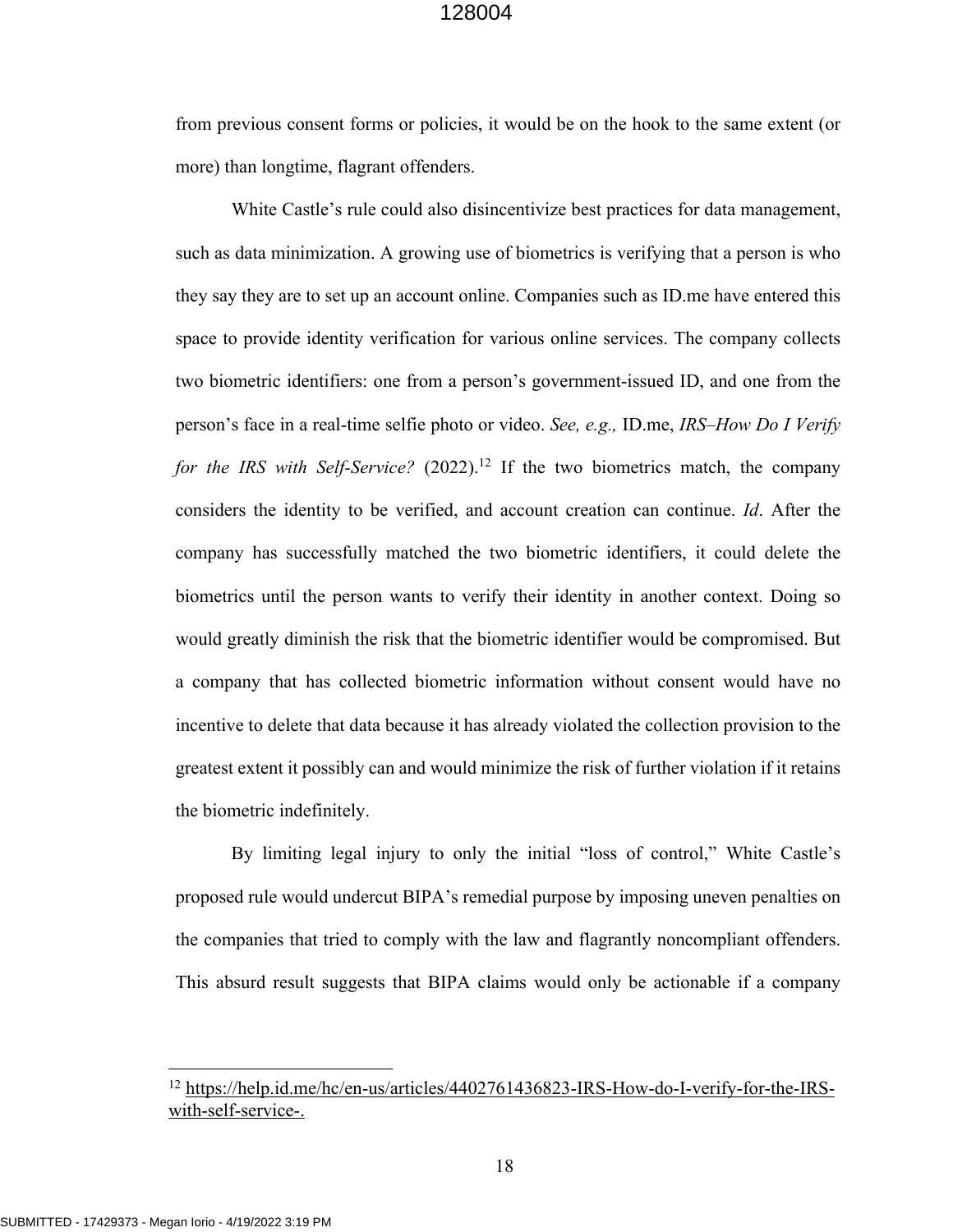from previous consent forms or policies, it would be on the hook to the same extent (or more) than longtime, flagrant offenders.

White Castle's rule could also disincentivize best practices for data management, such as data minimization. A growing use of biometrics is verifying that a person is who they say they are to set up an account online. Companies such as ID.me have entered this space to provide identity verification for various online services. The company collects two biometric identifiers: one from a person's government-issued ID, and one from the person's face in a real-time selfie photo or video. *See, e.g.,* ID.me, *IRS–How Do I Verify for the IRS with Self-Service?* (2022).[12] If the two biometrics match, the company considers the identity to be verified, and account creation can continue. *Id*. After the company has successfully matched the two biometric identifiers, it could delete the biometrics until the person wants to verify their identity in another context. Doing so would greatly diminish the risk that the biometric identifier would be compromised. But a company that has collected biometric information without consent would have no incentive to delete that data because it has already violated the collection provision to the greatest extent it possibly can and would minimize the risk of further violation if it retains the biometric indefinitely.

By limiting legal injury to only the initial "loss of control," White Castle's proposed rule would undercut BIPA's remedial purpose by imposing uneven penalties on the companies that tried to comply with the law and flagrantly noncompliant offenders. This absurd result suggests that BIPA claims would only be actionable if a company

---

[12] https://help.id.me/hc/en-us/articles/4402761436823-IRS-How-do-I-verify-for-the-IRS-with-self-service-.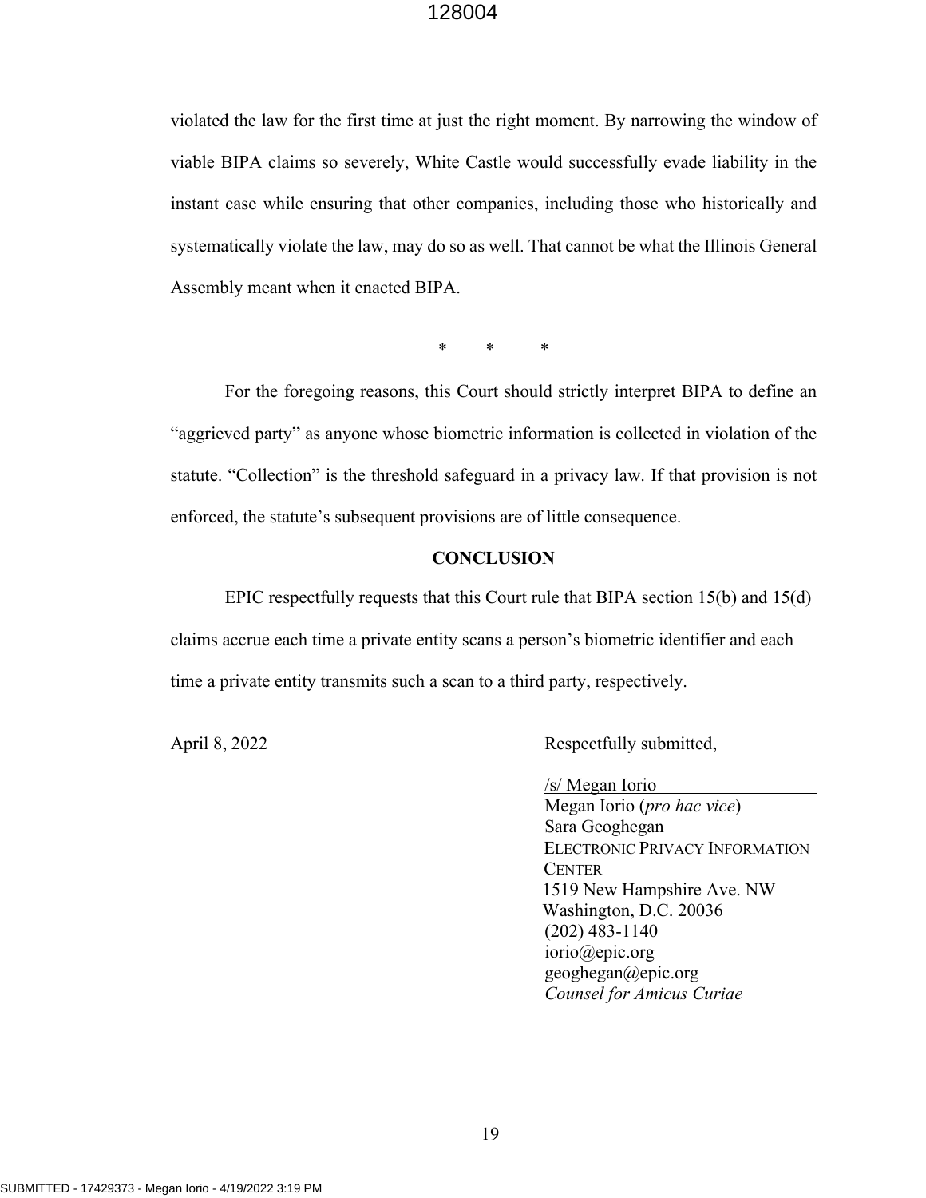violated the law for the first time at just the right moment. By narrowing the window of viable BIPA claims so severely, White Castle would successfully evade liability in the instant case while ensuring that other companies, including those who historically and systematically violate the law, may do so as well. That cannot be what the Illinois General Assembly meant when it enacted BIPA.

\* \* \*

For the foregoing reasons, this Court should strictly interpret BIPA to define an "aggrieved party" as anyone whose biometric information is collected in violation of the statute. "Collection" is the threshold safeguard in a privacy law. If that provision is not enforced, the statute's subsequent provisions are of little consequence.

## CONCLUSION

EPIC respectfully requests that this Court rule that BIPA section 15(b) and 15(d) claims accrue each time a private entity scans a person's biometric identifier and each time a private entity transmits such a scan to a third party, respectively.

April 8, 2022

Respectfully submitted,

/s/ Megan Iorio
Megan Iorio (*pro hac vice*)
Sara Geoghegan
ELECTRONIC PRIVACY INFORMATION CENTER
1519 New Hampshire Ave. NW
Washington, D.C. 20036
(202) 483-1140
iorio@epic.org
geoghegan@epic.org
*Counsel for Amicus Curiae*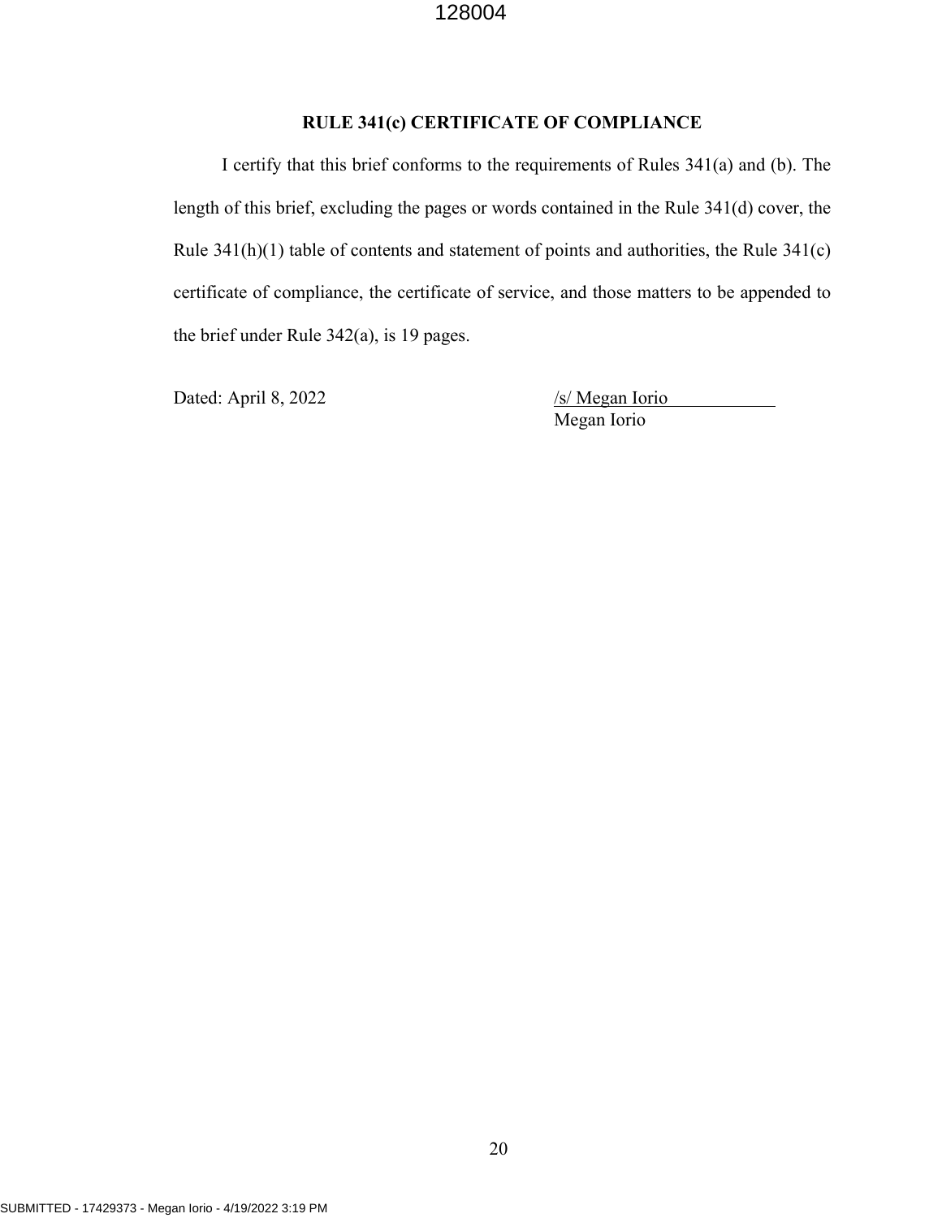## RULE 341(c) CERTIFICATE OF COMPLIANCE

I certify that this brief conforms to the requirements of Rules 341(a) and (b). The length of this brief, excluding the pages or words contained in the Rule 341(d) cover, the Rule 341(h)(1) table of contents and statement of points and authorities, the Rule 341(c) certificate of compliance, the certificate of service, and those matters to be appended to the brief under Rule 342(a), is 19 pages.

Dated: April 8, 2022

/s/ Megan Iorio
Megan Iorio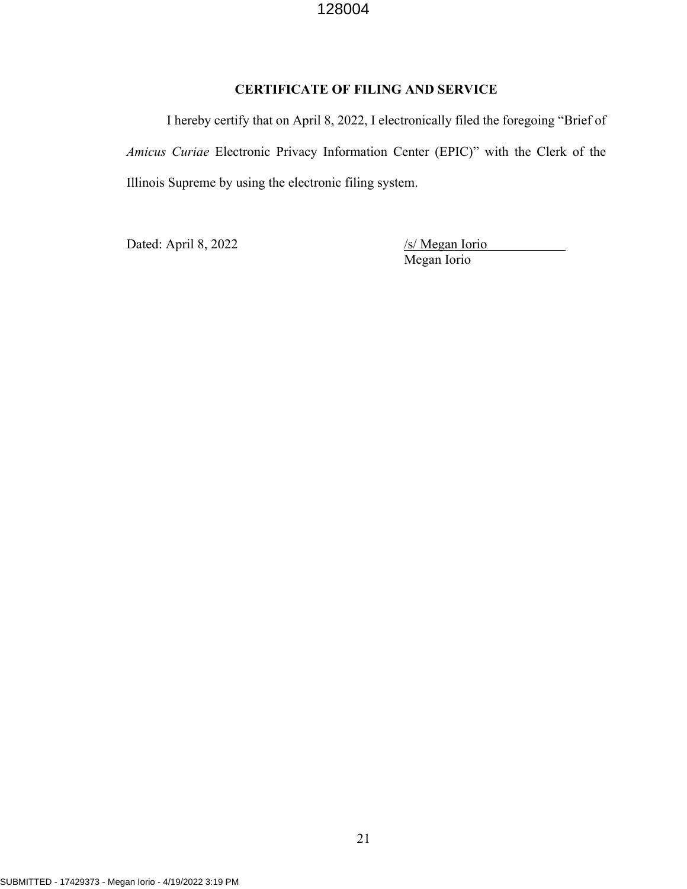## CERTIFICATE OF FILING AND SERVICE

I hereby certify that on April 8, 2022, I electronically filed the foregoing "Brief of *Amicus Curiae* Electronic Privacy Information Center (EPIC)" with the Clerk of the Illinois Supreme by using the electronic filing system.

Dated: April 8, 2022

/s/ Megan Iorio
Megan Iorio